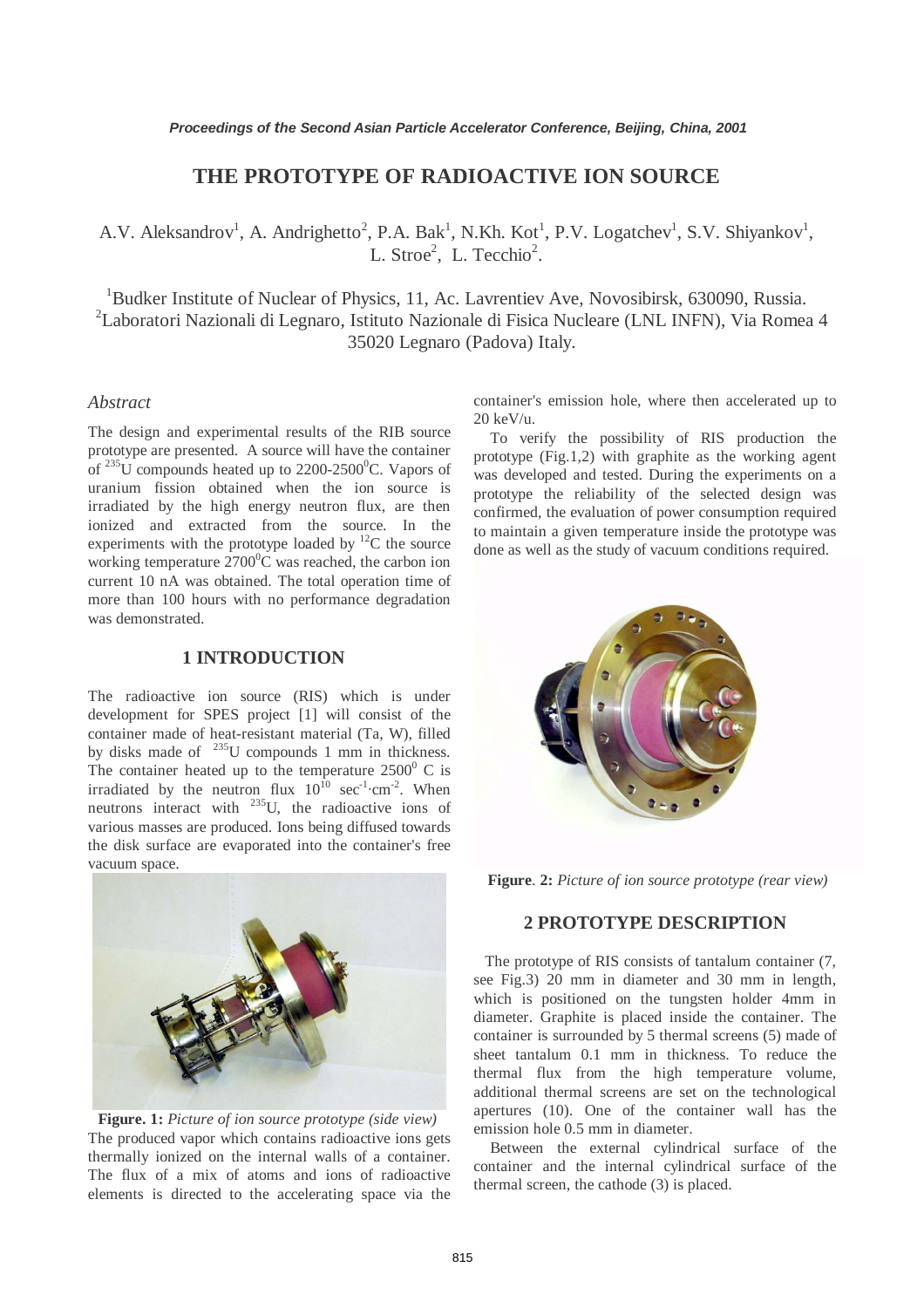# THE PROTOTYPE OF RADIOACTIVE ION SOURCE

A.V. Aleksandrov[1], A. Andrighetto[2], P.A. Bak[1], N.Kh. Kot[1], P.V. Logatchev[1], S.V. Shiyankov[1], L. Stroe[2], L. Tecchio[2].

[1]Budker Institute of Nuclear of Physics, 11, Ac. Lavrentiev Ave, Novosibirsk, 630090, Russia.
[2]Laboratori Nazionali di Legnaro, Istituto Nazionale di Fisica Nucleare (LNL INFN), Via Romea 4 35020 Legnaro (Padova) Italy.

## *Abstract*

The design and experimental results of the RIB source prototype are presented. A source will have the container of $^{235}$U compounds heated up to 2200-2500$^0$C. Vapors of uranium fission obtained when the ion source is irradiated by the high energy neutron flux, are then ionized and extracted from the source. In the experiments with the prototype loaded by $^{12}$C the source working temperature 2700$^0$C was reached, the carbon ion current 10 nA was obtained. The total operation time of more than 100 hours with no performance degradation was demonstrated.

## 1 INTRODUCTION

The radioactive ion source (RIS) which is under development for SPES project [1] will consist of the container made of heat-resistant material (Ta, W), filled by disks made of $^{235}$U compounds 1 mm in thickness. The container heated up to the temperature 2500$^0$ C is irradiated by the neutron flux $10^{10}$ $\text{sec}^{-1}\cdot\text{cm}^{-2}$. When neutrons interact with $^{235}$U, the radioactive ions of various masses are produced. Ions being diffused towards the disk surface are evaporated into the container's free vacuum space.

**Figure. 1:** *Picture of ion source prototype (side view)*

The produced vapor which contains radioactive ions gets thermally ionized on the internal walls of a container. The flux of a mix of atoms and ions of radioactive elements is directed to the accelerating space via the container's emission hole, where then accelerated up to 20 keV/u.

To verify the possibility of RIS production the prototype (Fig.1,2) with graphite as the working agent was developed and tested. During the experiments on a prototype the reliability of the selected design was confirmed, the evaluation of power consumption required to maintain a given temperature inside the prototype was done as well as the study of vacuum conditions required.

**Figure. 2:** *Picture of ion source prototype (rear view)*

## 2 PROTOTYPE DESCRIPTION

The prototype of RIS consists of tantalum container (7, see Fig.3) 20 mm in diameter and 30 mm in length, which is positioned on the tungsten holder 4mm in diameter. Graphite is placed inside the container. The container is surrounded by 5 thermal screens (5) made of sheet tantalum 0.1 mm in thickness. To reduce the thermal flux from the high temperature volume, additional thermal screens are set on the technological apertures (10). One of the container wall has the emission hole 0.5 mm in diameter.

Between the external cylindrical surface of the container and the internal cylindrical surface of the thermal screen, the cathode (3) is placed.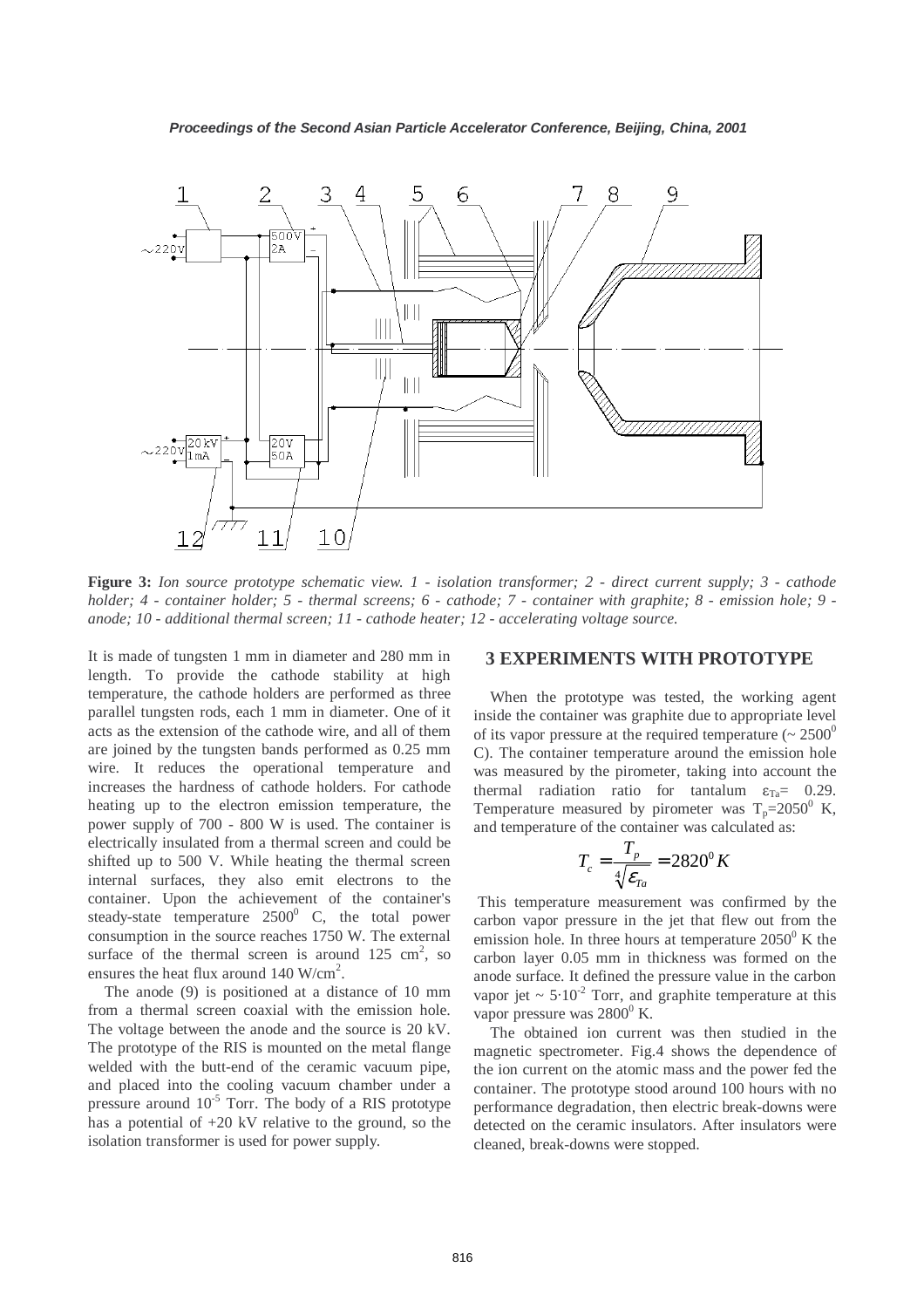**Figure 3:** *Ion source prototype schematic view. 1 - isolation transformer; 2 - direct current supply; 3 - cathode holder; 4 - container holder; 5 - thermal screens; 6 - cathode; 7 - container with graphite; 8 - emission hole; 9 - anode; 10 - additional thermal screen; 11 - cathode heater; 12 - accelerating voltage source.*

It is made of tungsten 1 mm in diameter and 280 mm in length. To provide the cathode stability at high temperature, the cathode holders are performed as three parallel tungsten rods, each 1 mm in diameter. One of it acts as the extension of the cathode wire, and all of them are joined by the tungsten bands performed as 0.25 mm wire. It reduces the operational temperature and increases the hardness of cathode holders. For cathode heating up to the electron emission temperature, the power supply of 700 - 800 W is used. The container is electrically insulated from a thermal screen and could be shifted up to 500 V. While heating the thermal screen internal surfaces, they also emit electrons to the container. Upon the achievement of the container's steady-state temperature $2500^0$ C, the total power consumption in the source reaches 1750 W. The external surface of the thermal screen is around 125 $cm^2$, so ensures the heat flux around 140 $W/cm^2$.

The anode (9) is positioned at a distance of 10 mm from a thermal screen coaxial with the emission hole. The voltage between the anode and the source is 20 kV. The prototype of the RIS is mounted on the metal flange welded with the butt-end of the ceramic vacuum pipe, and placed into the cooling vacuum chamber under a pressure around $10^{-5}$ Torr. The body of a RIS prototype has a potential of +20 kV relative to the ground, so the isolation transformer is used for power supply.

## 3 EXPERIMENTS WITH PROTOTYPE

When the prototype was tested, the working agent inside the container was graphite due to appropriate level of its vapor pressure at the required temperature (~ $2500^0$ C). The container temperature around the emission hole was measured by the pirometer, taking into account the thermal radiation ratio for tantalum $\varepsilon_{Ta}$= 0.29. Temperature measured by pirometer was $T_p$=$2050^0$ K, and temperature of the container was calculated as:

$$T_c = \frac{T_p}{\sqrt[4]{\varepsilon_{Ta}}} = 2820^0 K$$

This temperature measurement was confirmed by the carbon vapor pressure in the jet that flew out from the emission hole. In three hours at temperature $2050^0$ K the carbon layer 0.05 mm in thickness was formed on the anode surface. It defined the pressure value in the carbon vapor jet ~ $5\cdot10^{-2}$ Torr, and graphite temperature at this vapor pressure was $2800^0$ K.

The obtained ion current was then studied in the magnetic spectrometer. Fig.4 shows the dependence of the ion current on the atomic mass and the power fed the container. The prototype stood around 100 hours with no performance degradation, then electric break-downs were detected on the ceramic insulators. After insulators were cleaned, break-downs were stopped.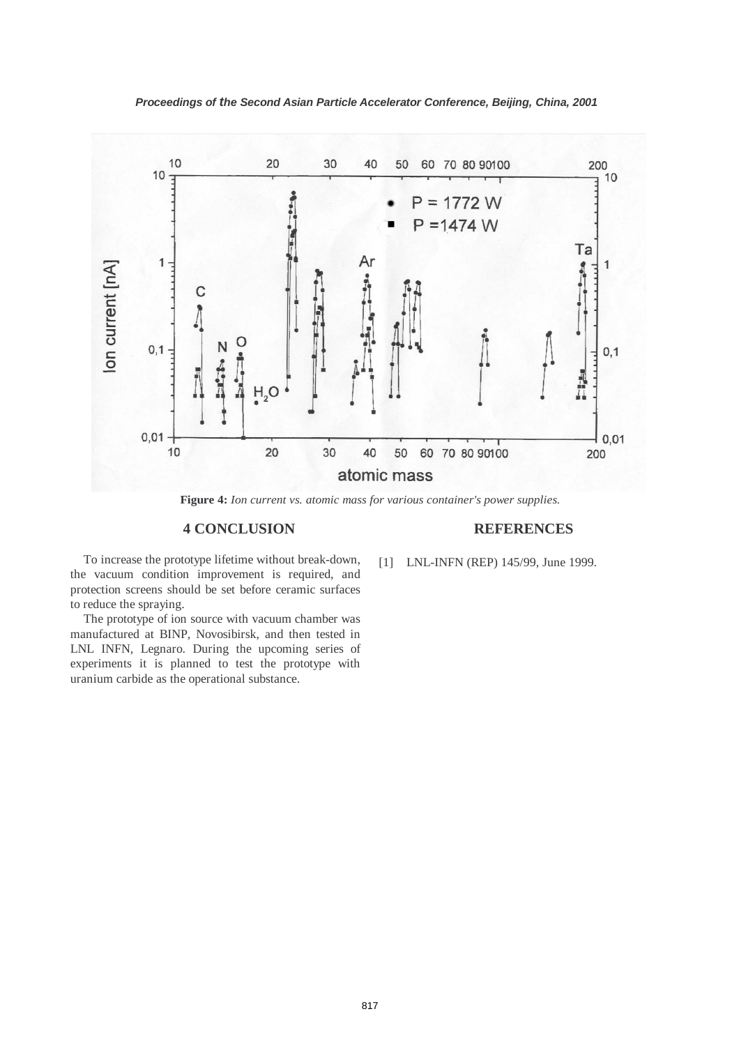10 20 30 40 50 60 70 80 90100 200

10

1

0,1

0,01

Ion current [nA]

atomic mass

P = 1772 W

P =1474 W

C

N

O

$H_2O$

Ar

Ta

**Figure 4:** *Ion current vs. atomic mass for various container's power supplies.*

## 4 CONCLUSION

To increase the prototype lifetime without break-down, the vacuum condition improvement is required, and protection screens should be set before ceramic surfaces to reduce the spraying.

The prototype of ion source with vacuum chamber was manufactured at BINP, Novosibirsk, and then tested in LNL INFN, Legnaro. During the upcoming series of experiments it is planned to test the prototype with uranium carbide as the operational substance.

## REFERENCES

[1] LNL-INFN (REP) 145/99, June 1999.